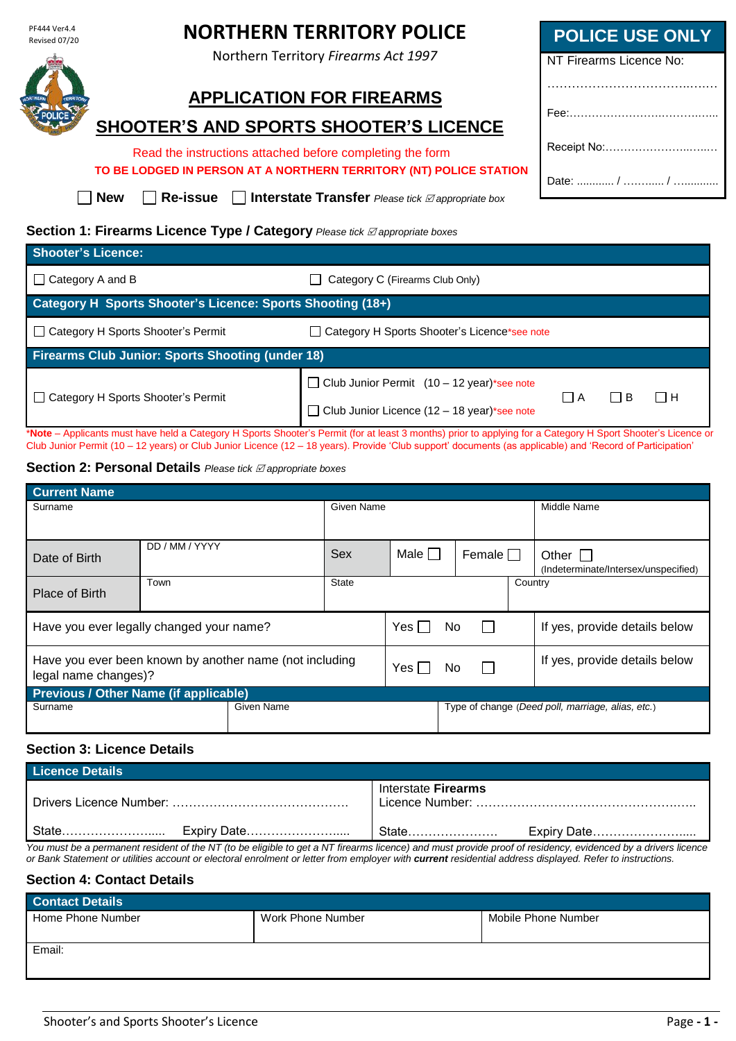PF444 Ver4.4
Revised 07/20

# NORTHERN TERRITORY POLICE

Northern Territory *Firearms Act 1997*

## APPLICATION FOR FIREARMS SHOOTER'S AND SPORTS SHOOTER'S LICENCE

Read the instructions attached before completing the form

**TO BE LODGED IN PERSON AT A NORTHERN TERRITORY (NT) POLICE STATION**

☐ **New** ☐ **Re-issue** ☐ **Interstate Transfer** *Please tick ☑ appropriate box*

| POLICE USE ONLY |
|---|
| NT Firearms Licence No: ……………………………………… |
| Fee:……………………………………… |
| Receipt No:……………………………… |
| Date: ………… / ………… / ………… |

### Section 1: Firearms Licence Type / Category *Please tick ☑ appropriate boxes*

| Shooter's Licence: | |
|---|---|
| ☐ Category A and B | ☐ Category C (Firearms Club Only) |
| **Category H Sports Shooter's Licence: Sports Shooting (18+)** | |
| ☐ Category H Sports Shooter's Permit | ☐ Category H Sports Shooter's Licence*see note |
| **Firearms Club Junior: Sports Shooting (under 18)** | |
| ☐ Category H Sports Shooter's Permit | ☐ Club Junior Permit (10 – 12 year)*see note<br>☐ Club Junior Licence (12 – 18 year)*see note<br>☐ A ☐ B ☐ H |

***Note** – Applicants must have held a Category H Sports Shooter's Permit (for at least 3 months) prior to applying for a Category H Sport Shooter's Licence or Club Junior Permit (10 – 12 years) or Club Junior Licence (12 – 18 years). Provide 'Club support' documents (as applicable) and 'Record of Participation'

### Section 2: Personal Details *Please tick ☑ appropriate boxes*

| Current Name | | | | |
|---|---|---|---|---|
| Surname | | Given Name | | Middle Name |
| Date of Birth | DD / MM / YYYY | Sex | Male ☐ Female ☐ | Other ☐ (Indeterminate/Intersex/unspecified) |
| Place of Birth | Town | State | | Country |
| Have you ever legally changed your name? | | Yes ☐ No ☐ | | If yes, provide details below |
| Have you ever been known by another name (not including legal name changes)? | | Yes ☐ No ☐ | | If yes, provide details below |

| Previous / Other Name (if applicable) | | |
|---|---|---|
| Surname | Given Name | Type of change (*Deed poll, marriage, alias, etc.*) |

### Section 3: Licence Details

| Licence Details | |
|---|---|
| Drivers Licence Number: …………………………………… | Interstate **Firearms** Licence Number: ……………………………………………… |
| State……………………. Expiry Date…………………… | State…………………. Expiry Date…………………… |

*You must be a permanent resident of the NT (to be eligible to get a NT firearms licence) and must provide proof of residency, evidenced by a drivers licence or Bank Statement or utilities account or electoral enrolment or letter from employer with **current** residential address displayed. Refer to instructions.*

### Section 4: Contact Details

| Contact Details | | |
|---|---|---|
| Home Phone Number | Work Phone Number | Mobile Phone Number |
| Email: | | |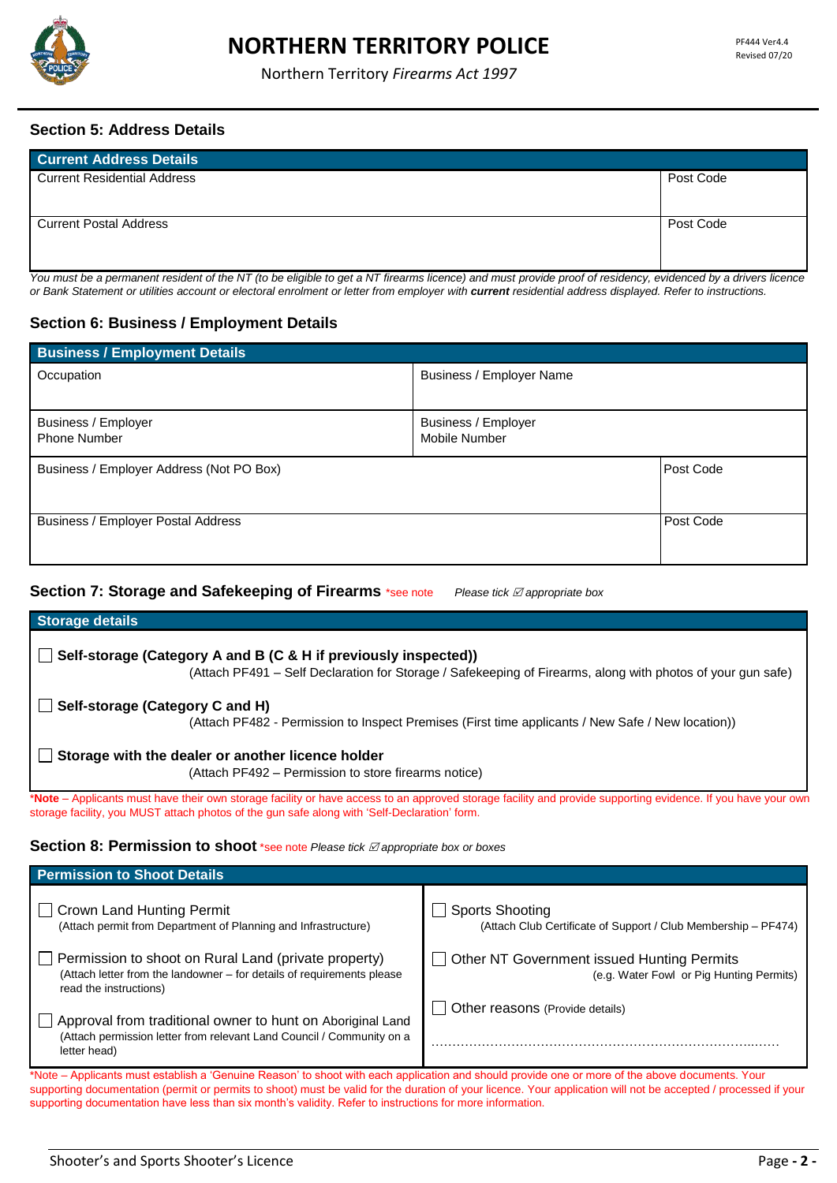# NORTHERN TERRITORY POLICE

Northern Territory *Firearms Act 1997*

PF444 Ver4.4
Revised 07/20

## Section 5: Address Details

| Current Address Details | |
|---|---|
| Current Residential Address | Post Code |
| Current Postal Address | Post Code |

*You must be a permanent resident of the NT (to be eligible to get a NT firearms licence) and must provide proof of residency, evidenced by a drivers licence or Bank Statement or utilities account or electoral enrolment or letter from employer with **current** residential address displayed. Refer to instructions.*

## Section 6: Business / Employment Details

| Business / Employment Details | | |
|---|---|---|
| Occupation | Business / Employer Name | |
| Business / Employer Phone Number | Business / Employer Mobile Number | |
| Business / Employer Address (Not PO Box) | | Post Code |
| Business / Employer Postal Address | | Post Code |

## Section 7: Storage and Safekeeping of Firearms *see note *Please tick ☑ appropriate box*

**Storage details**

☐ **Self-storage (Category A and B (C & H if previously inspected))**
(Attach PF491 – Self Declaration for Storage / Safekeeping of Firearms, along with photos of your gun safe)

☐ **Self-storage (Category C and H)**
(Attach PF482 - Permission to Inspect Premises (First time applicants / New Safe / New location))

☐ **Storage with the dealer or another licence holder**
(Attach PF492 – Permission to store firearms notice)

***Note** – Applicants must have their own storage facility or have access to an approved storage facility and provide supporting evidence. If you have your own storage facility, you MUST attach photos of the gun safe along with 'Self-Declaration' form.

## Section 8: Permission to shoot *see note *Please tick ☑ appropriate box or boxes*

**Permission to Shoot Details**

☐ Crown Land Hunting Permit
(Attach permit from Department of Planning and Infrastructure)

☐ Permission to shoot on Rural Land (private property)
(Attach letter from the landowner – for details of requirements please read the instructions)

☐ Approval from traditional owner to hunt on Aboriginal Land
(Attach permission letter from relevant Land Council / Community on a letter head)

☐ Sports Shooting
(Attach Club Certificate of Support / Club Membership – PF474)

☐ Other NT Government issued Hunting Permits
(e.g. Water Fowl or Pig Hunting Permits)

☐ Other reasons (Provide details)

…………………………………………………………………………………

*Note – Applicants must establish a 'Genuine Reason' to shoot with each application and should provide one or more of the above documents. Your supporting documentation (permit or permits to shoot) must be valid for the duration of your licence. Your application will not be accepted / processed if your supporting documentation have less than six month's validity. Refer to instructions for more information.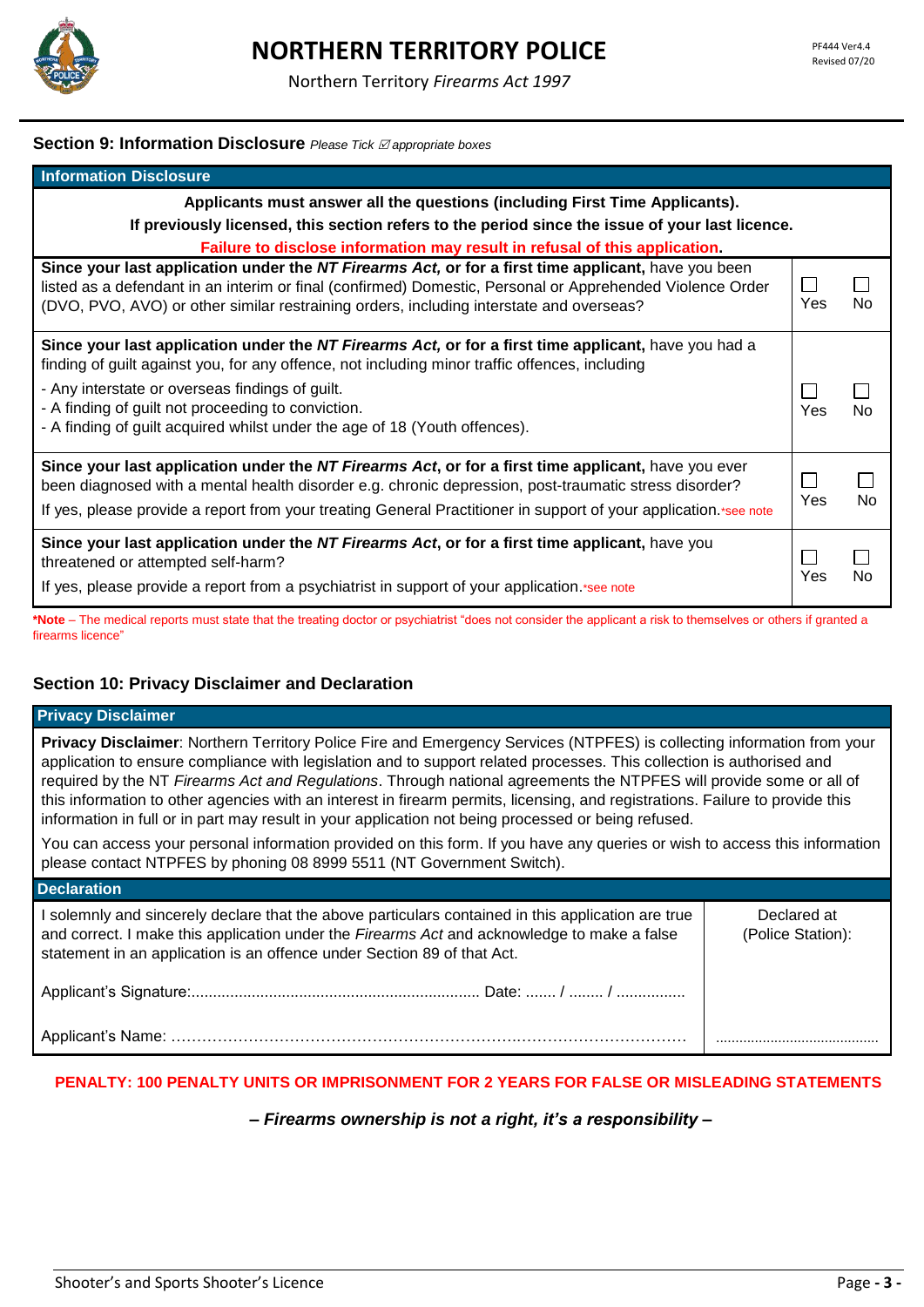# NORTHERN TERRITORY POLICE

Northern Territory *Firearms Act 1997*

PF444 Ver4.4
Revised 07/20

### Section 9: Information Disclosure *Please Tick ☑ appropriate boxes*

| **Information Disclosure** | | |
|---|---|---|
| **Applicants must answer all the questions (including First Time Applicants).** **If previously licensed, this section refers to the period since the issue of your last licence.** **Failure to disclose information may result in refusal of this application.** | | |
| **Since your last application under the *NT Firearms Act,* or for a first time applicant,** have you been listed as a defendant in an interim or final (confirmed) Domestic, Personal or Apprehended Violence Order (DVO, PVO, AVO) or other similar restraining orders, including interstate and overseas? | ☐ Yes | ☐ No |
| **Since your last application under the *NT Firearms Act,* or for a first time applicant,** have you had a finding of guilt against you, for any offence, not including minor traffic offences, including<br>- Any interstate or overseas findings of guilt.<br>- A finding of guilt not proceeding to conviction.<br>- A finding of guilt acquired whilst under the age of 18 (Youth offences). | ☐ Yes | ☐ No |
| **Since your last application under the *NT Firearms Act*, or for a first time applicant,** have you ever been diagnosed with a mental health disorder e.g. chronic depression, post-traumatic stress disorder?<br>If yes, please provide a report from your treating General Practitioner in support of your application.*see note | ☐ Yes | ☐ No |
| **Since your last application under the *NT Firearms Act*, or for a first time applicant,** have you threatened or attempted self-harm?<br>If yes, please provide a report from a psychiatrist in support of your application.*see note | ☐ Yes | ☐ No |

***Note** – The medical reports must state that the treating doctor or psychiatrist "does not consider the applicant a risk to themselves or others if granted a firearms licence"

### Section 10: Privacy Disclaimer and Declaration

**Privacy Disclaimer**

**Privacy Disclaimer**: Northern Territory Police Fire and Emergency Services (NTPFES) is collecting information from your application to ensure compliance with legislation and to support related processes. This collection is authorised and required by the NT *Firearms Act and Regulations*. Through national agreements the NTPFES will provide some or all of this information to other agencies with an interest in firearm permits, licensing, and registrations. Failure to provide this information in full or in part may result in your application not being processed or being refused.

You can access your personal information provided on this form. If you have any queries or wish to access this information please contact NTPFES by phoning 08 8999 5511 (NT Government Switch).

| **Declaration** | |
|---|---|
| I solemnly and sincerely declare that the above particulars contained in this application are true and correct. I make this application under the *Firearms Act* and acknowledge to make a false statement in an application is an offence under Section 89 of that Act.<br><br>Applicant's Signature:................................................................... Date: ....... / ........ / ................<br><br>Applicant's Name: ………………………………………………………………………………………… | Declared at (Police Station):<br><br>......................................... |

**PENALTY: 100 PENALTY UNITS OR IMPRISONMENT FOR 2 YEARS FOR FALSE OR MISLEADING STATEMENTS**

***– Firearms ownership is not a right, it's a responsibility –***